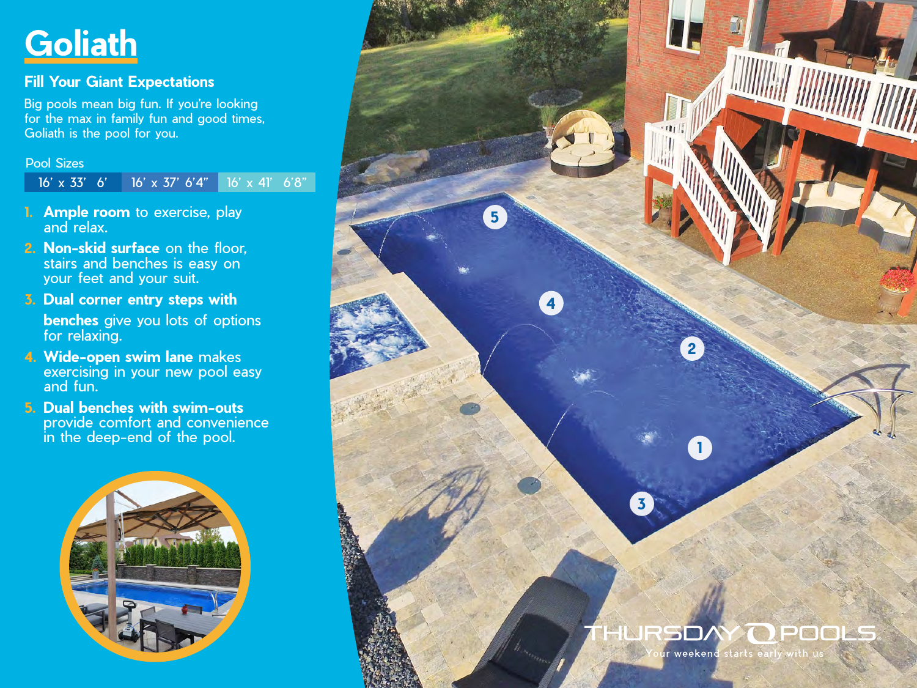# Goliath

## Fill Your Giant Expectations

Big pools mean big fun. If you're looking for the max in family fun and good times, Goliath is the pool for you.

Pool Sizes

| 16' x 33' 6' | 16' x 37' 6'4" | 16' x 41' 6'8" |
|---|---|---|

1. **Ample room** to exercise, play and relax.
2. **Non-skid surface** on the floor, stairs and benches is easy on your feet and your suit.
3. **Dual corner entry steps with benches** give you lots of options for relaxing.
4. **Wide-open swim lane** makes exercising in your new pool easy and fun.
5. **Dual benches with swim-outs** provide comfort and convenience in the deep-end of the pool.

THURSDAY POOLS

Your weekend starts early with us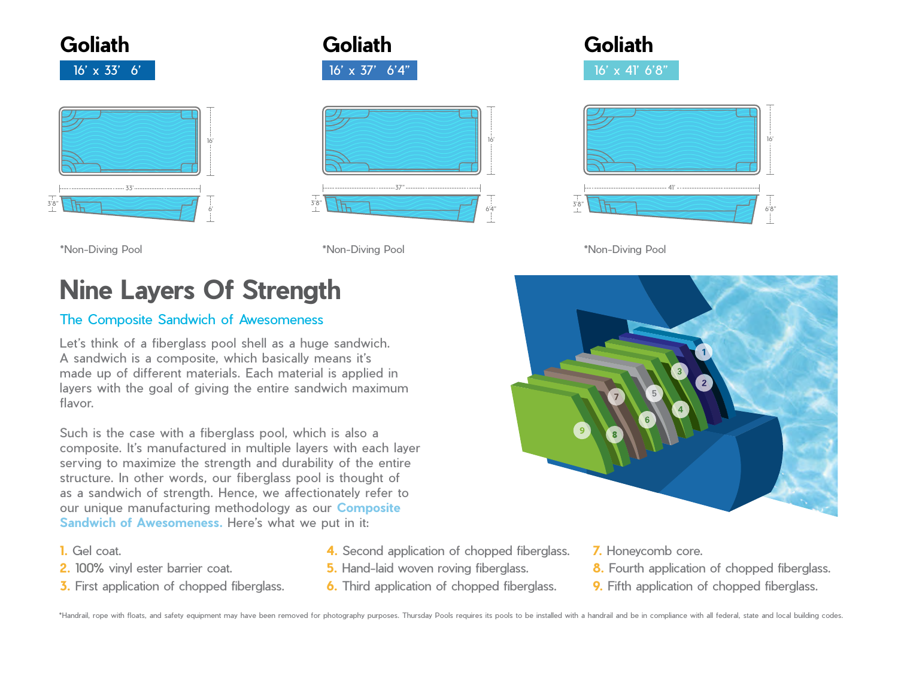## Goliath

16' x 33' 6'

33' | 16' | 3'8" | 6'

*Non-Diving Pool

## Goliath

16' x 37' 6'4"

37' | 16' | 3'8" | 6'4"

*Non-Diving Pool

## Goliath

16' x 41' 6'8"

41' | 16' | 3'8" | 6'8"

*Non-Diving Pool

# Nine Layers Of Strength

## The Composite Sandwich of Awesomeness

Let's think of a fiberglass pool shell as a huge sandwich. A sandwich is a composite, which basically means it's made up of different materials. Each material is applied in layers with the goal of giving the entire sandwich maximum flavor.

Such is the case with a fiberglass pool, which is also a composite. It's manufactured in multiple layers with each layer serving to maximize the strength and durability of the entire structure. In other words, our fiberglass pool is thought of as a sandwich of strength. Hence, we affectionately refer to our unique manufacturing methodology as our **Composite Sandwich of Awesomeness.** Here's what we put in it:

1. Gel coat.
2. 100% vinyl ester barrier coat.
3. First application of chopped fiberglass.
4. Second application of chopped fiberglass.
5. Hand-laid woven roving fiberglass.
6. Third application of chopped fiberglass.
7. Honeycomb core.
8. Fourth application of chopped fiberglass.
9. Fifth application of chopped fiberglass.

*Handrail, rope with floats, and safety equipment may have been removed for photography purposes. Thursday Pools requires its pools to be installed with a handrail and be in compliance with all federal, state and local building codes.